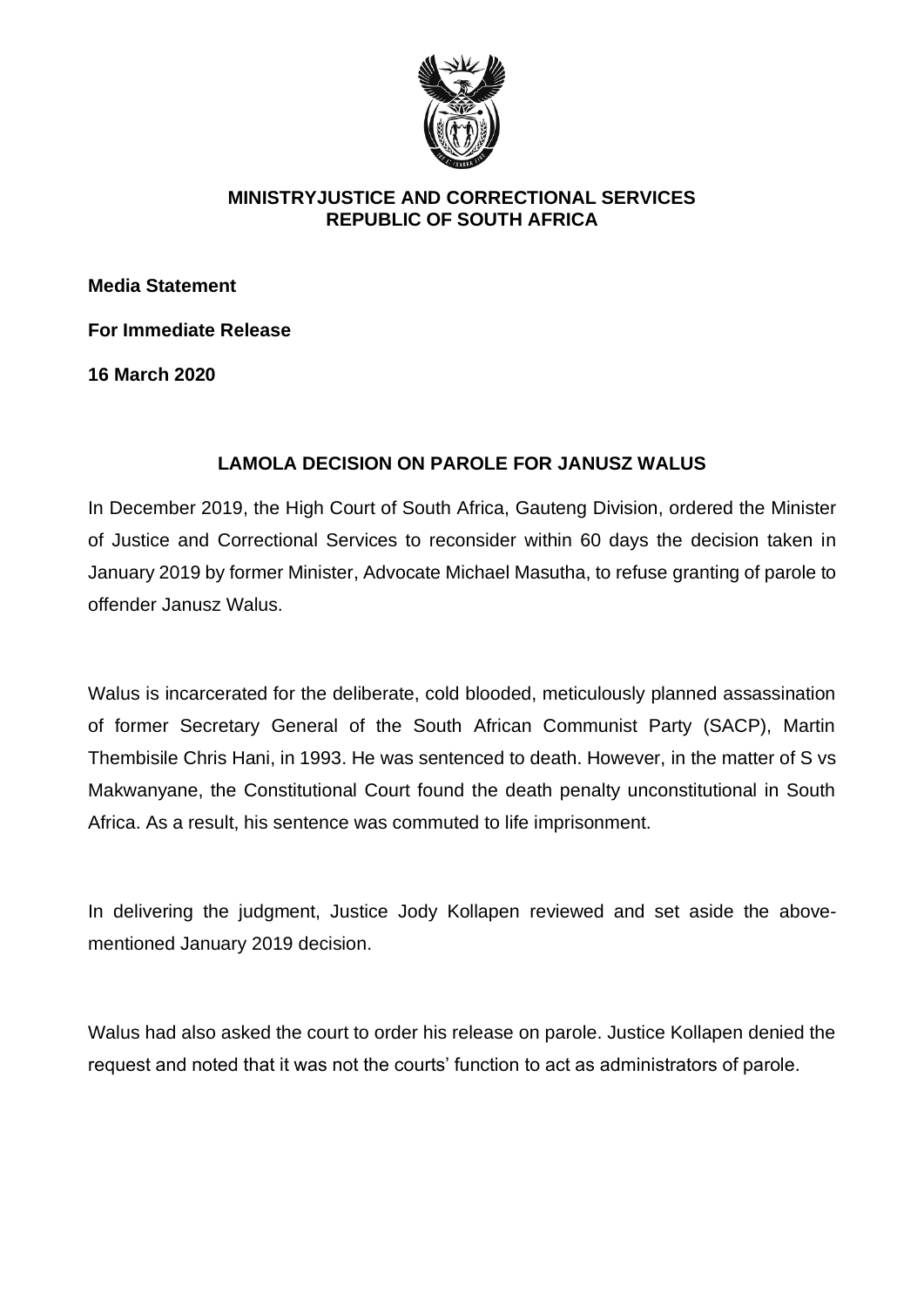**MINISTRYJUSTICE AND CORRECTIONAL SERVICES**
**REPUBLIC OF SOUTH AFRICA**

**Media Statement**

**For Immediate Release**

**16 March 2020**

## LAMOLA DECISION ON PAROLE FOR JANUSZ WALUS

In December 2019, the High Court of South Africa, Gauteng Division, ordered the Minister of Justice and Correctional Services to reconsider within 60 days the decision taken in January 2019 by former Minister, Advocate Michael Masutha, to refuse granting of parole to offender Janusz Walus.

Walus is incarcerated for the deliberate, cold blooded, meticulously planned assassination of former Secretary General of the South African Communist Party (SACP), Martin Thembisile Chris Hani, in 1993. He was sentenced to death. However, in the matter of S vs Makwanyane, the Constitutional Court found the death penalty unconstitutional in South Africa. As a result, his sentence was commuted to life imprisonment.

In delivering the judgment, Justice Jody Kollapen reviewed and set aside the above-mentioned January 2019 decision.

Walus had also asked the court to order his release on parole. Justice Kollapen denied the request and noted that it was not the courts' function to act as administrators of parole.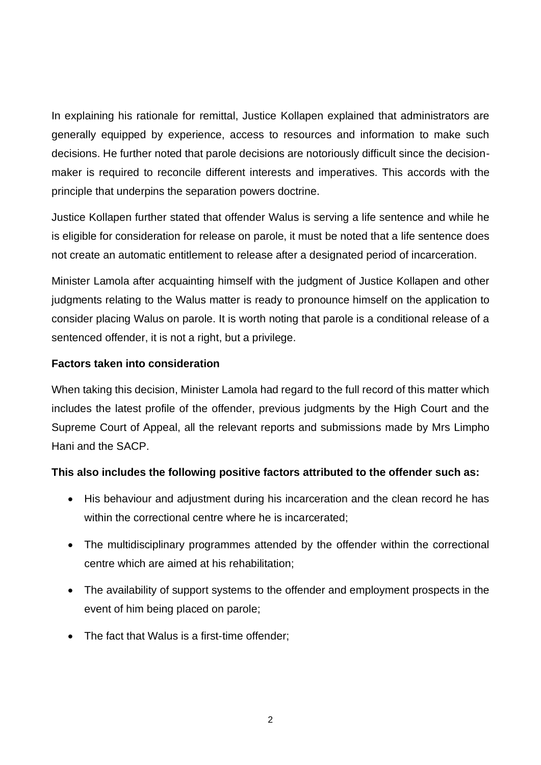In explaining his rationale for remittal, Justice Kollapen explained that administrators are generally equipped by experience, access to resources and information to make such decisions. He further noted that parole decisions are notoriously difficult since the decision-maker is required to reconcile different interests and imperatives. This accords with the principle that underpins the separation powers doctrine.

Justice Kollapen further stated that offender Walus is serving a life sentence and while he is eligible for consideration for release on parole, it must be noted that a life sentence does not create an automatic entitlement to release after a designated period of incarceration.

Minister Lamola after acquainting himself with the judgment of Justice Kollapen and other judgments relating to the Walus matter is ready to pronounce himself on the application to consider placing Walus on parole. It is worth noting that parole is a conditional release of a sentenced offender, it is not a right, but a privilege.

**Factors taken into consideration**

When taking this decision, Minister Lamola had regard to the full record of this matter which includes the latest profile of the offender, previous judgments by the High Court and the Supreme Court of Appeal, all the relevant reports and submissions made by Mrs Limpho Hani and the SACP.

**This also includes the following positive factors attributed to the offender such as:**

- His behaviour and adjustment during his incarceration and the clean record he has within the correctional centre where he is incarcerated;
- The multidisciplinary programmes attended by the offender within the correctional centre which are aimed at his rehabilitation;
- The availability of support systems to the offender and employment prospects in the event of him being placed on parole;
- The fact that Walus is a first-time offender;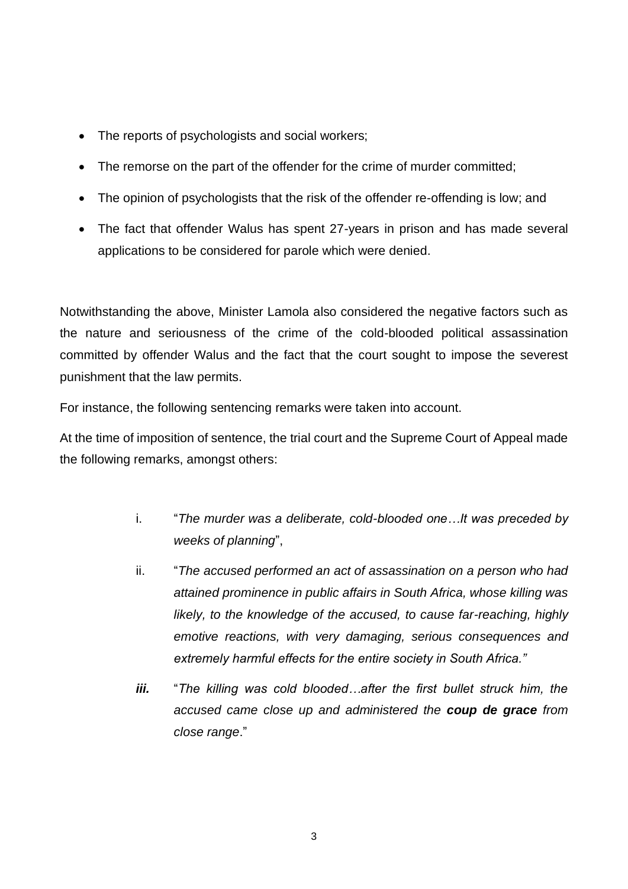- The reports of psychologists and social workers;
- The remorse on the part of the offender for the crime of murder committed;
- The opinion of psychologists that the risk of the offender re-offending is low; and
- The fact that offender Walus has spent 27-years in prison and has made several applications to be considered for parole which were denied.

Notwithstanding the above, Minister Lamola also considered the negative factors such as the nature and seriousness of the crime of the cold-blooded political assassination committed by offender Walus and the fact that the court sought to impose the severest punishment that the law permits.

For instance, the following sentencing remarks were taken into account.

At the time of imposition of sentence, the trial court and the Supreme Court of Appeal made the following remarks, amongst others:

i. "*The murder was a deliberate, cold-blooded one…It was preceded by weeks of planning*",

ii. "*The accused performed an act of assassination on a person who had attained prominence in public affairs in South Africa, whose killing was likely, to the knowledge of the accused, to cause far-reaching, highly emotive reactions, with very damaging, serious consequences and extremely harmful effects for the entire society in South Africa.*"

***iii.*** "*The killing was cold blooded…after the first bullet struck him, the accused came close up and administered the **coup de grace** from close range*."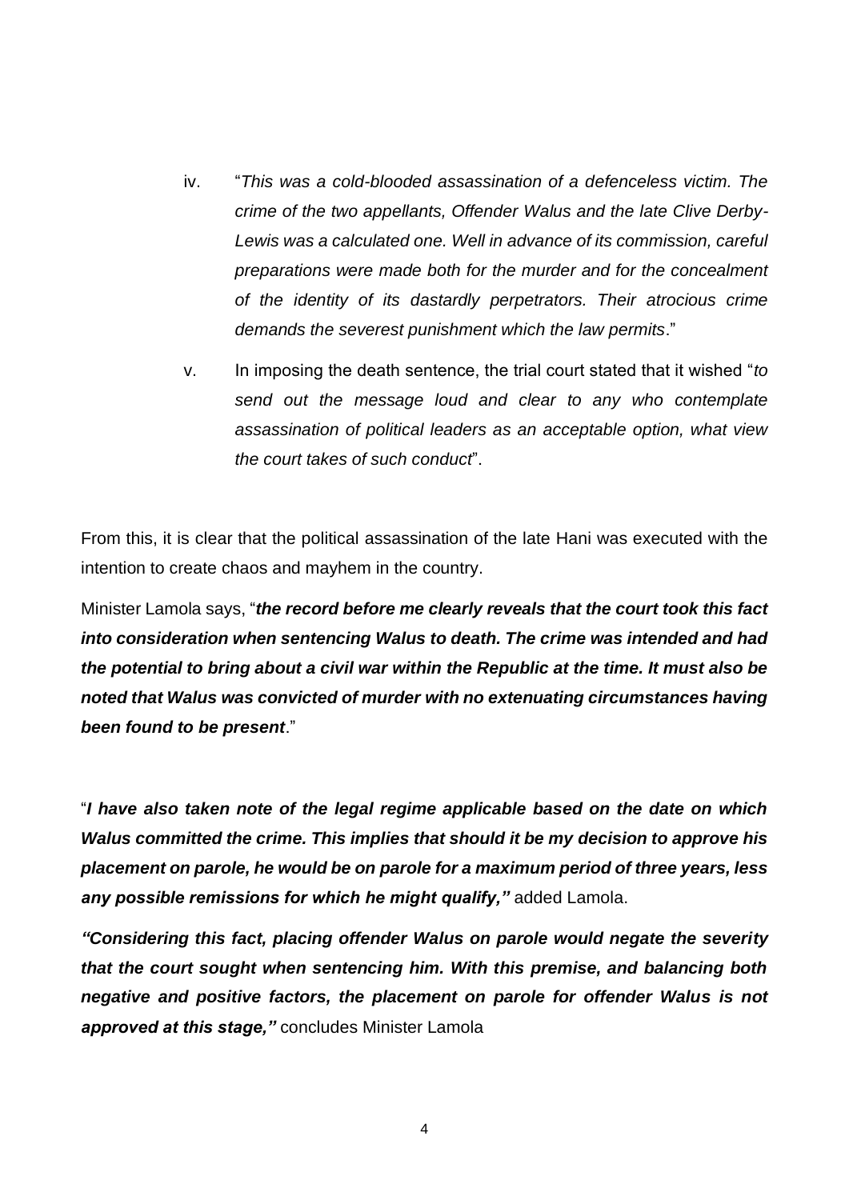iv. "*This was a cold-blooded assassination of a defenceless victim. The crime of the two appellants, Offender Walus and the late Clive Derby-Lewis was a calculated one. Well in advance of its commission, careful preparations were made both for the murder and for the concealment of the identity of its dastardly perpetrators. Their atrocious crime demands the severest punishment which the law permits*."

v. In imposing the death sentence, the trial court stated that it wished "*to send out the message loud and clear to any who contemplate assassination of political leaders as an acceptable option, what view the court takes of such conduct*".

From this, it is clear that the political assassination of the late Hani was executed with the intention to create chaos and mayhem in the country.

Minister Lamola says, "***the record before me clearly reveals that the court took this fact into consideration when sentencing Walus to death. The crime was intended and had the potential to bring about a civil war within the Republic at the time. It must also be noted that Walus was convicted of murder with no extenuating circumstances having been found to be present***."

"***I have also taken note of the legal regime applicable based on the date on which Walus committed the crime. This implies that should it be my decision to approve his placement on parole, he would be on parole for a maximum period of three years, less any possible remissions for which he might qualify,"*** added Lamola.

***"Considering this fact, placing offender Walus on parole would negate the severity that the court sought when sentencing him. With this premise, and balancing both negative and positive factors, the placement on parole for offender Walus is not approved at this stage,"*** concludes Minister Lamola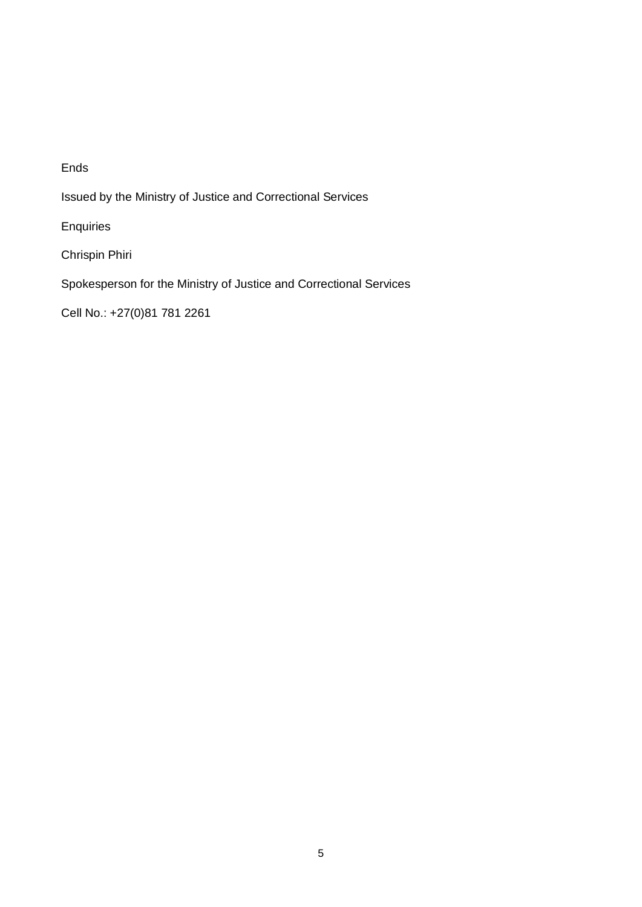Ends

Issued by the Ministry of Justice and Correctional Services

Enquiries

Chrispin Phiri

Spokesperson for the Ministry of Justice and Correctional Services

Cell No.: +27(0)81 781 2261